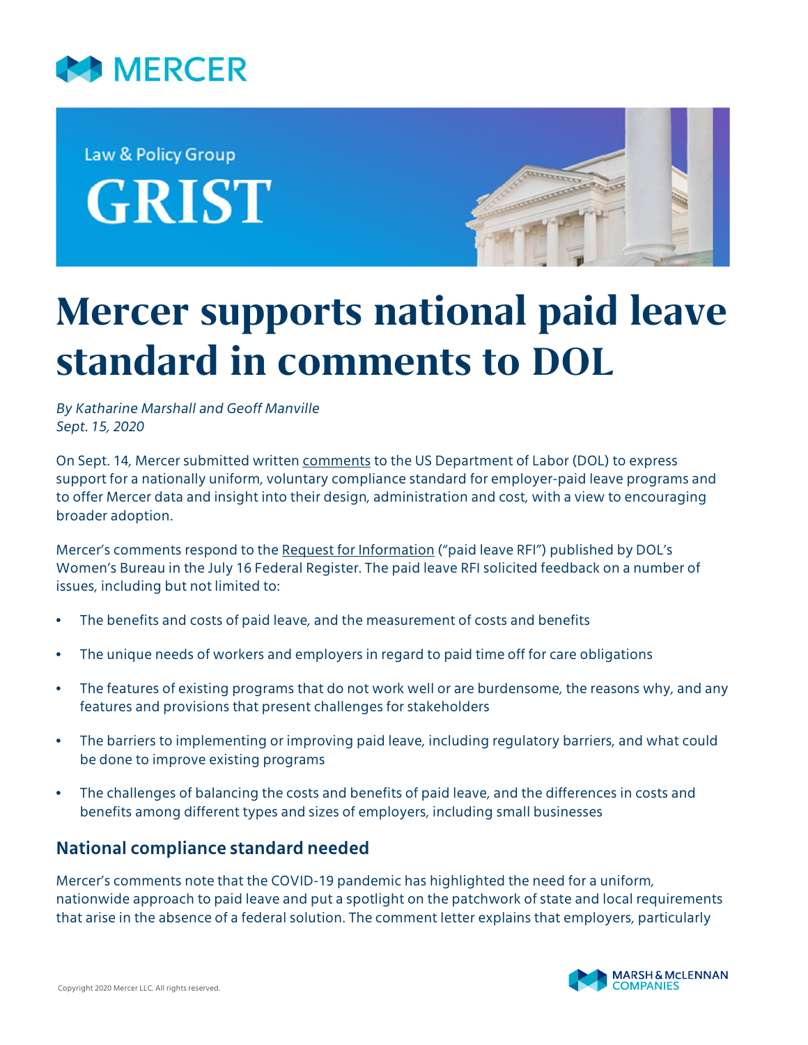MERCER

Law & Policy Group

GRIST

# Mercer supports national paid leave standard in comments to DOL

*By Katharine Marshall and Geoff Manville*
*Sept. 15, 2020*

On Sept. 14, Mercer submitted written comments to the US Department of Labor (DOL) to express support for a nationally uniform, voluntary compliance standard for employer-paid leave programs and to offer Mercer data and insight into their design, administration and cost, with a view to encouraging broader adoption.

Mercer's comments respond to the Request for Information ("paid leave RFI") published by DOL's Women's Bureau in the July 16 Federal Register. The paid leave RFI solicited feedback on a number of issues, including but not limited to:

- The benefits and costs of paid leave, and the measurement of costs and benefits
- The unique needs of workers and employers in regard to paid time off for care obligations
- The features of existing programs that do not work well or are burdensome, the reasons why, and any features and provisions that present challenges for stakeholders
- The barriers to implementing or improving paid leave, including regulatory barriers, and what could be done to improve existing programs
- The challenges of balancing the costs and benefits of paid leave, and the differences in costs and benefits among different types and sizes of employers, including small businesses

## National compliance standard needed

Mercer's comments note that the COVID-19 pandemic has highlighted the need for a uniform, nationwide approach to paid leave and put a spotlight on the patchwork of state and local requirements that arise in the absence of a federal solution. The comment letter explains that employers, particularly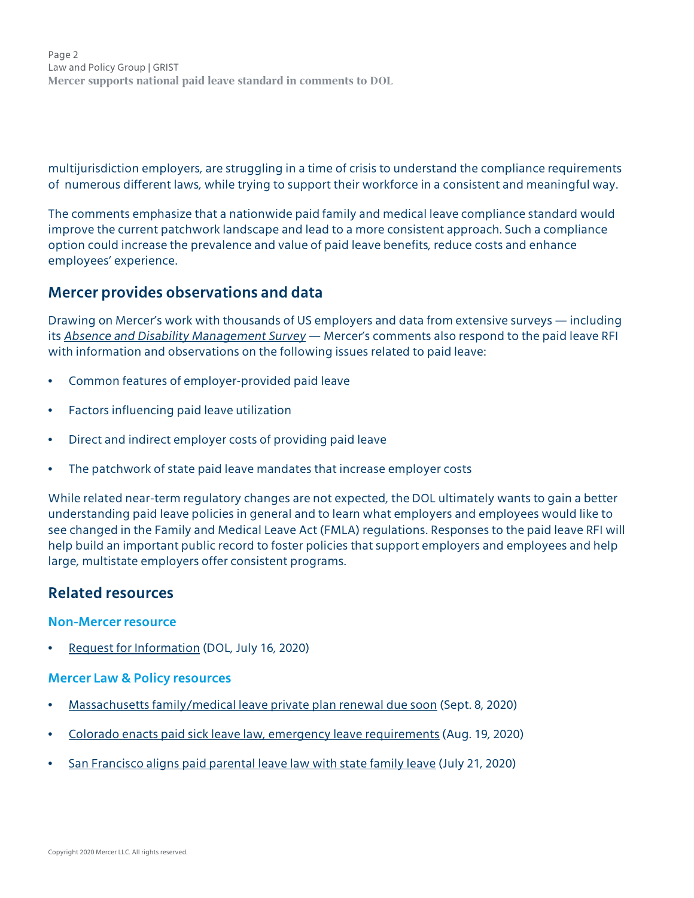multijurisdiction employers, are struggling in a time of crisis to understand the compliance requirements of numerous different laws, while trying to support their workforce in a consistent and meaningful way.

The comments emphasize that a nationwide paid family and medical leave compliance standard would improve the current patchwork landscape and lead to a more consistent approach. Such a compliance option could increase the prevalence and value of paid leave benefits, reduce costs and enhance employees' experience.

## Mercer provides observations and data

Drawing on Mercer's work with thousands of US employers and data from extensive surveys — including its *Absence and Disability Management Survey* — Mercer's comments also respond to the paid leave RFI with information and observations on the following issues related to paid leave:

- Common features of employer-provided paid leave
- Factors influencing paid leave utilization
- Direct and indirect employer costs of providing paid leave
- The patchwork of state paid leave mandates that increase employer costs

While related near-term regulatory changes are not expected, the DOL ultimately wants to gain a better understanding paid leave policies in general and to learn what employers and employees would like to see changed in the Family and Medical Leave Act (FMLA) regulations. Responses to the paid leave RFI will help build an important public record to foster policies that support employers and employees and help large, multistate employers offer consistent programs.

## Related resources

### Non-Mercer resource

- Request for Information (DOL, July 16, 2020)

### Mercer Law & Policy resources

- Massachusetts family/medical leave private plan renewal due soon (Sept. 8, 2020)
- Colorado enacts paid sick leave law, emergency leave requirements (Aug. 19, 2020)
- San Francisco aligns paid parental leave law with state family leave (July 21, 2020)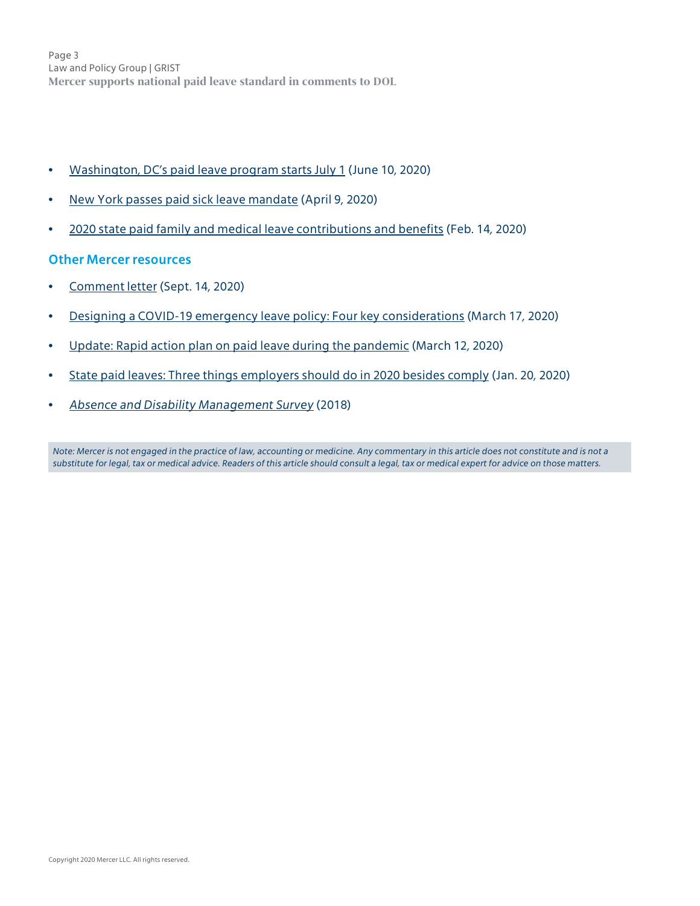- Washington, DC's paid leave program starts July 1 (June 10, 2020)
- New York passes paid sick leave mandate (April 9, 2020)
- 2020 state paid family and medical leave contributions and benefits (Feb. 14, 2020)

## Other Mercer resources

- Comment letter (Sept. 14, 2020)
- Designing a COVID-19 emergency leave policy: Four key considerations (March 17, 2020)
- Update: Rapid action plan on paid leave during the pandemic (March 12, 2020)
- State paid leaves: Three things employers should do in 2020 besides comply (Jan. 20, 2020)
- *Absence and Disability Management Survey* (2018)

*Note: Mercer is not engaged in the practice of law, accounting or medicine. Any commentary in this article does not constitute and is not a substitute for legal, tax or medical advice. Readers of this article should consult a legal, tax or medical expert for advice on those matters.*

Copyright 2020 Mercer LLC. All rights reserved.